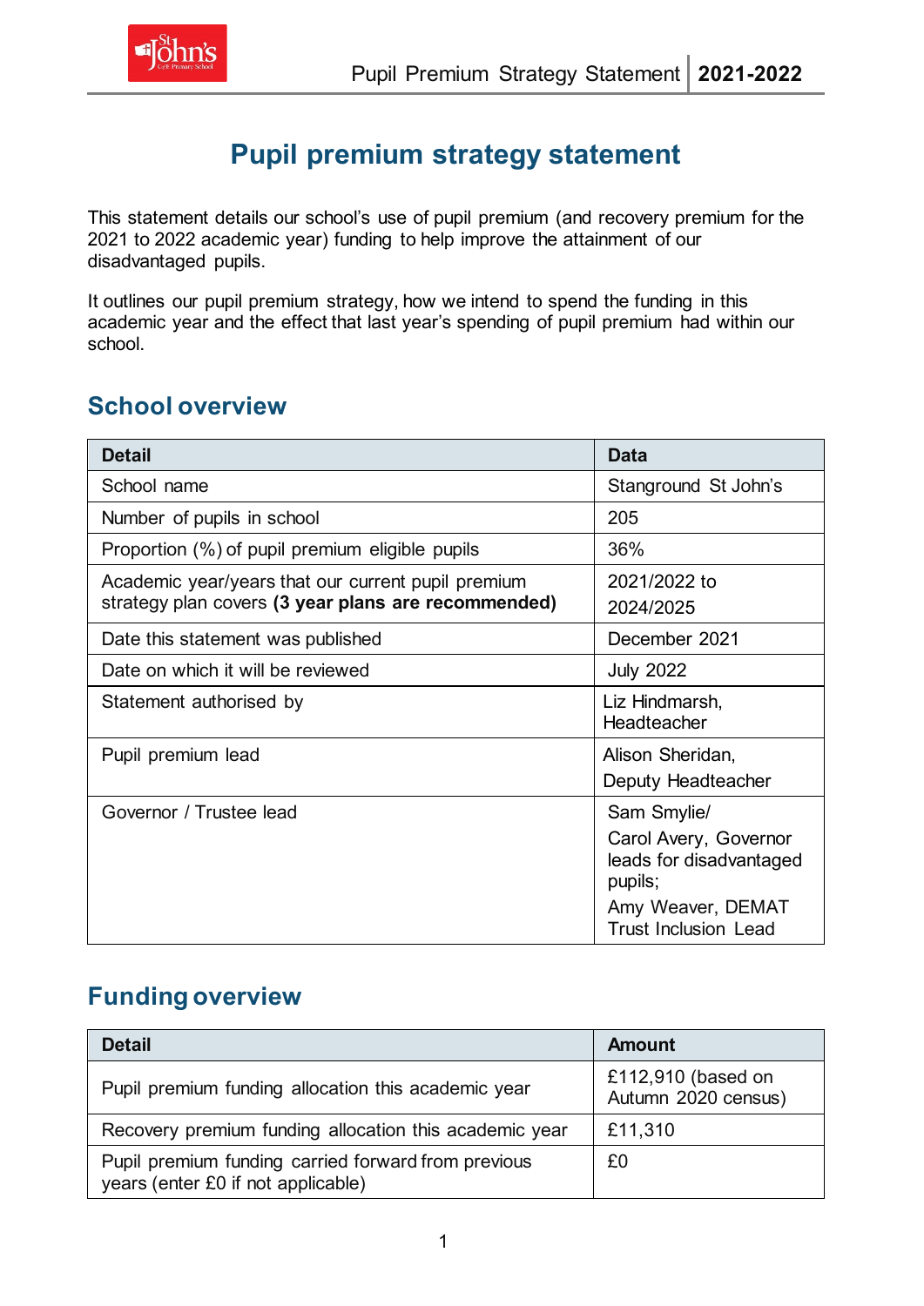# Pupil premium strategy statement

This statement details our school's use of pupil premium (and recovery premium for the 2021 to 2022 academic year) funding to help improve the attainment of our disadvantaged pupils.

It outlines our pupil premium strategy, how we intend to spend the funding in this academic year and the effect that last year's spending of pupil premium had within our school.

## School overview

| Detail | Data |
|---|---|
| School name | Stanground St John's |
| Number of pupils in school | 205 |
| Proportion (%) of pupil premium eligible pupils | 36% |
| Academic year/years that our current pupil premium strategy plan covers **(3 year plans are recommended)** | 2021/2022 to 2024/2025 |
| Date this statement was published | December 2021 |
| Date on which it will be reviewed | July 2022 |
| Statement authorised by | Liz Hindmarsh, Headteacher |
| Pupil premium lead | Alison Sheridan, Deputy Headteacher |
| Governor / Trustee lead | Sam Smylie/ Carol Avery, Governor leads for disadvantaged pupils; Amy Weaver, DEMAT Trust Inclusion Lead |

## Funding overview

| Detail | Amount |
|---|---|
| Pupil premium funding allocation this academic year | £112,910 (based on Autumn 2020 census) |
| Recovery premium funding allocation this academic year | £11,310 |
| Pupil premium funding carried forward from previous years (enter £0 if not applicable) | £0 |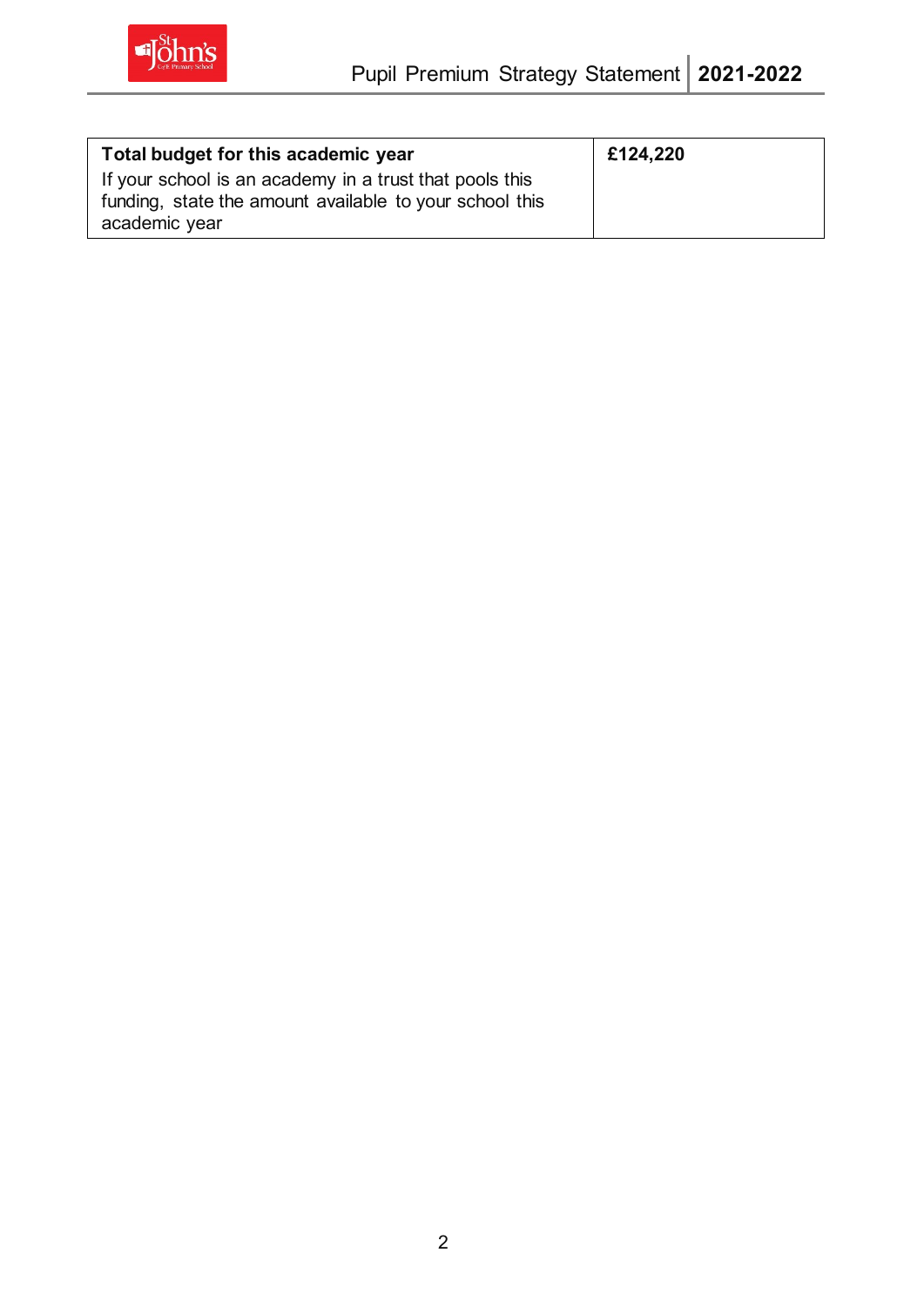| **Total budget for this academic year**<br>If your school is an academy in a trust that pools this funding, state the amount available to your school this academic year | **£124,220** |
| --- | --- |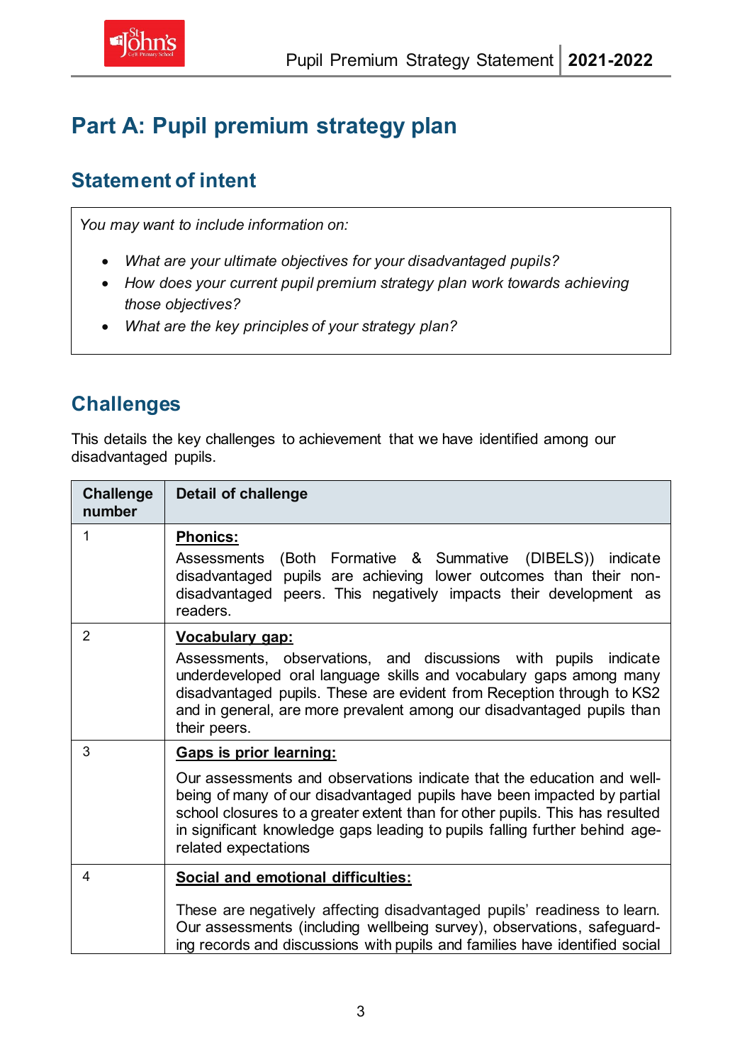# Part A: Pupil premium strategy plan

## Statement of intent

*You may want to include information on:*

- *What are your ultimate objectives for your disadvantaged pupils?*
- *How does your current pupil premium strategy plan work towards achieving those objectives?*
- *What are the key principles of your strategy plan?*

## Challenges

This details the key challenges to achievement that we have identified among our disadvantaged pupils.

| Challenge number | Detail of challenge |
|---|---|
| 1 | **Phonics:** Assessments (Both Formative & Summative (DIBELS)) indicate disadvantaged pupils are achieving lower outcomes than their non-disadvantaged peers. This negatively impacts their development as readers. |
| 2 | **Vocabulary gap:** Assessments, observations, and discussions with pupils indicate underdeveloped oral language skills and vocabulary gaps among many disadvantaged pupils. These are evident from Reception through to KS2 and in general, are more prevalent among our disadvantaged pupils than their peers. |
| 3 | **Gaps is prior learning:** Our assessments and observations indicate that the education and well-being of many of our disadvantaged pupils have been impacted by partial school closures to a greater extent than for other pupils. This has resulted in significant knowledge gaps leading to pupils falling further behind age-related expectations |
| 4 | **Social and emotional difficulties:** These are negatively affecting disadvantaged pupils' readiness to learn. Our assessments (including wellbeing survey), observations, safeguard-ing records and discussions with pupils and families have identified social |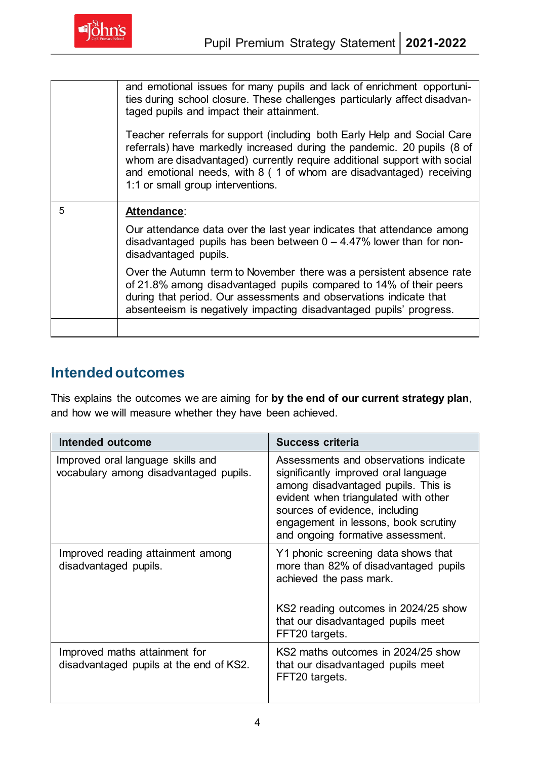| | |
|---|---|
| | and emotional issues for many pupils and lack of enrichment opportunities during school closure. These challenges particularly affect disadvantaged pupils and impact their attainment.<br><br>Teacher referrals for support (including both Early Help and Social Care referrals) have markedly increased during the pandemic. 20 pupils (8 of whom are disadvantaged) currently require additional support with social and emotional needs, with 8 ( 1 of whom are disadvantaged) receiving 1:1 or small group interventions. |
| 5 | **Attendance**:<br><br>Our attendance data over the last year indicates that attendance among disadvantaged pupils has been between 0 – 4.47% lower than for non-disadvantaged pupils.<br><br>Over the Autumn term to November there was a persistent absence rate of 21.8% among disadvantaged pupils compared to 14% of their peers during that period. Our assessments and observations indicate that absenteeism is negatively impacting disadvantaged pupils' progress. |
| | |

## Intended outcomes

This explains the outcomes we are aiming for **by the end of our current strategy plan**, and how we will measure whether they have been achieved.

| Intended outcome | Success criteria |
|---|---|
| Improved oral language skills and vocabulary among disadvantaged pupils. | Assessments and observations indicate significantly improved oral language among disadvantaged pupils. This is evident when triangulated with other sources of evidence, including engagement in lessons, book scrutiny and ongoing formative assessment. |
| Improved reading attainment among disadvantaged pupils. | Y1 phonic screening data shows that more than 82% of disadvantaged pupils achieved the pass mark.<br><br>KS2 reading outcomes in 2024/25 show that our disadvantaged pupils meet FFT20 targets. |
| Improved maths attainment for disadvantaged pupils at the end of KS2. | KS2 maths outcomes in 2024/25 show that our disadvantaged pupils meet FFT20 targets. |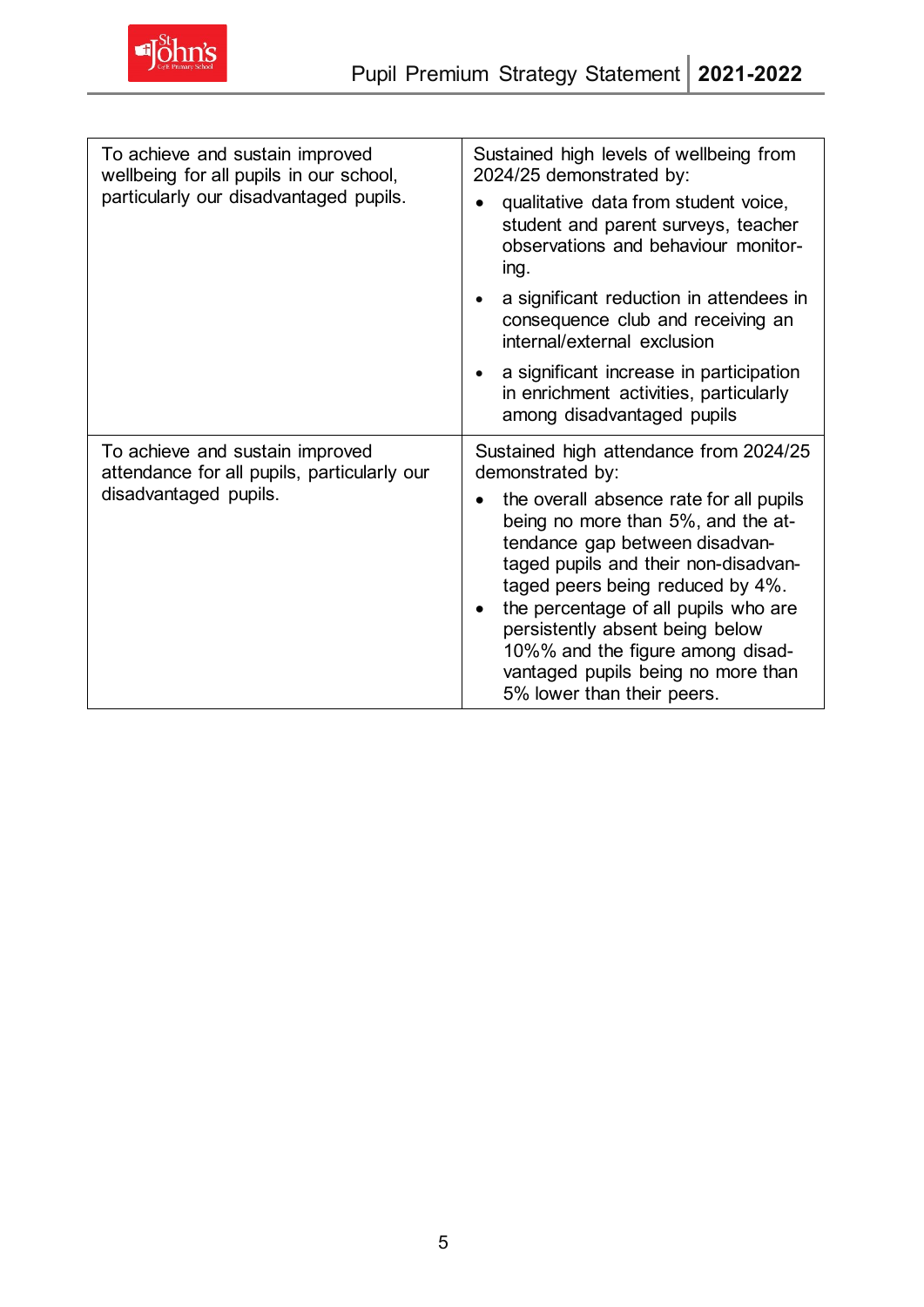| To achieve and sustain improved wellbeing for all pupils in our school, particularly our disadvantaged pupils. | Sustained high levels of wellbeing from 2024/25 demonstrated by:<br>• qualitative data from student voice, student and parent surveys, teacher observations and behaviour monitoring.<br>• a significant reduction in attendees in consequence club and receiving an internal/external exclusion<br>• a significant increase in participation in enrichment activities, particularly among disadvantaged pupils |
|---|---|
| To achieve and sustain improved attendance for all pupils, particularly our disadvantaged pupils. | Sustained high attendance from 2024/25 demonstrated by:<br>• the overall absence rate for all pupils being no more than 5%, and the attendance gap between disadvantaged pupils and their non-disadvantaged peers being reduced by 4%.<br>• the percentage of all pupils who are persistently absent being below 10%% and the figure among disadvantaged pupils being no more than 5% lower than their peers. |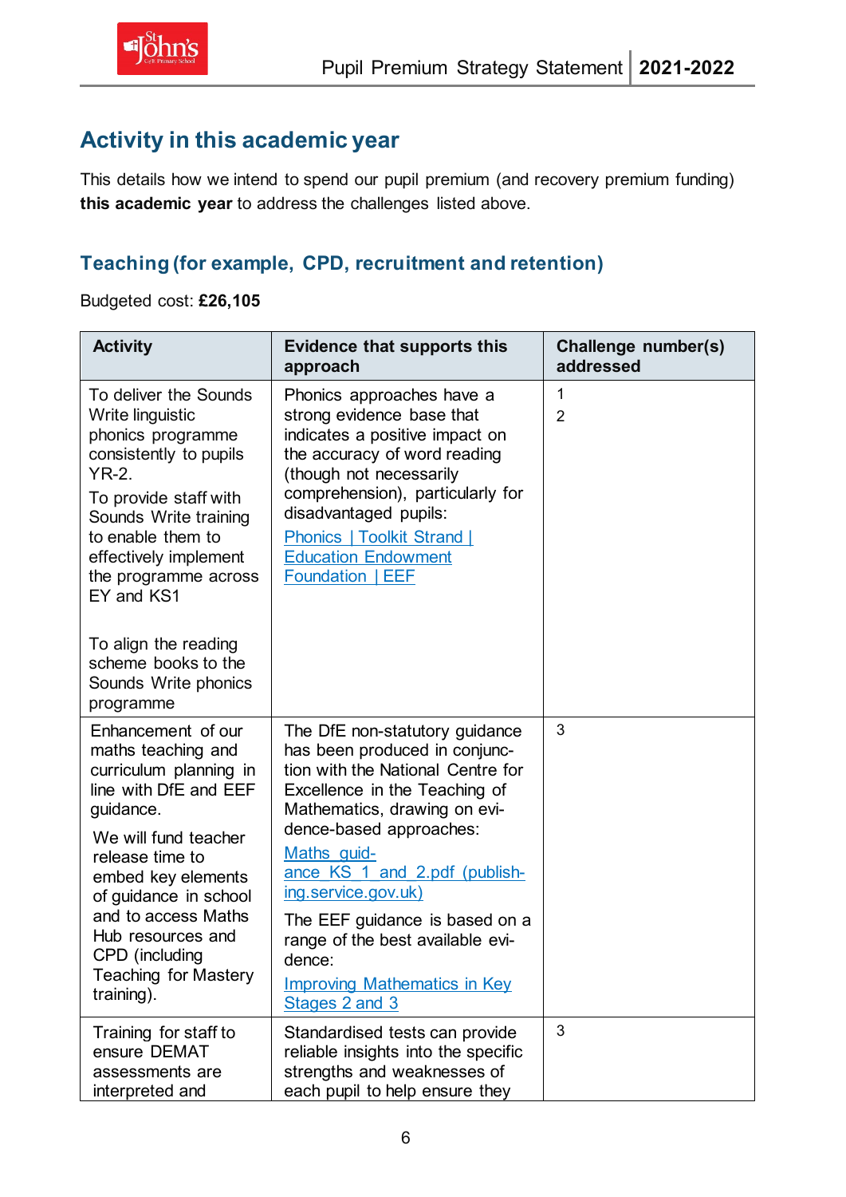## Activity in this academic year

This details how we intend to spend our pupil premium (and recovery premium funding) **this academic year** to address the challenges listed above.

### Teaching (for example, CPD, recruitment and retention)

Budgeted cost: **£26,105**

| Activity | Evidence that supports this approach | Challenge number(s) addressed |
|---|---|---|
| To deliver the Sounds Write linguistic phonics programme consistently to pupils YR-2.<br>To provide staff with Sounds Write training to enable them to effectively implement the programme across EY and KS1<br><br>To align the reading scheme books to the Sounds Write phonics programme | Phonics approaches have a strong evidence base that indicates a positive impact on the accuracy of word reading (though not necessarily comprehension), particularly for disadvantaged pupils:<br>[Phonics \| Toolkit Strand \| Education Endowment Foundation \| EEF] | 1<br>2 |
| Enhancement of our maths teaching and curriculum planning in line with DfE and EEF guidance.<br>We will fund teacher release time to embed key elements of guidance in school and to access Maths Hub resources and CPD (including Teaching for Mastery training). | The DfE non-statutory guidance has been produced in conjunction with the National Centre for Excellence in the Teaching of Mathematics, drawing on evidence-based approaches:<br>[Maths guidance KS 1 and 2.pdf (publishing.service.gov.uk)]<br>The EEF guidance is based on a range of the best available evidence:<br>[Improving Mathematics in Key Stages 2 and 3] | 3 |
| Training for staff to ensure DEMAT assessments are interpreted and | Standardised tests can provide reliable insights into the specific strengths and weaknesses of each pupil to help ensure they | 3 |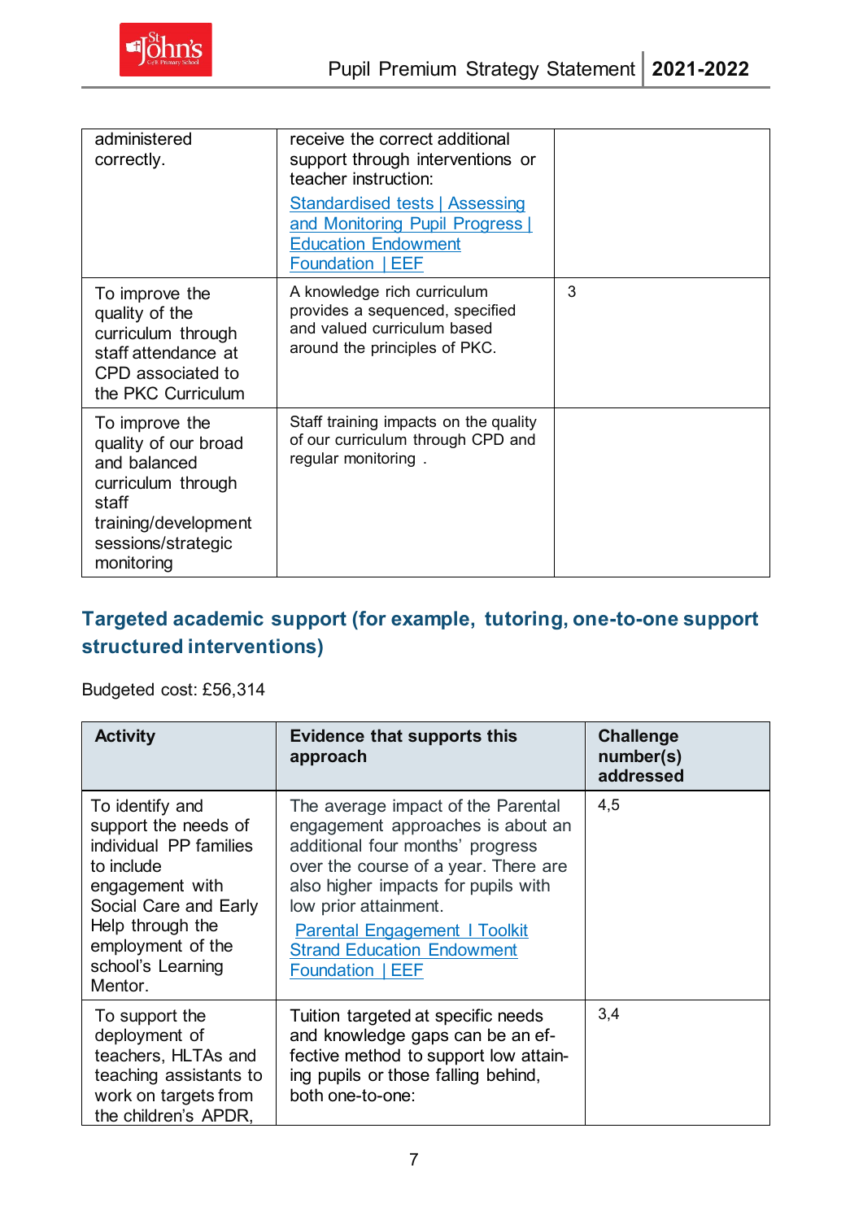| | | |
|---|---|---|
| administered correctly. | receive the correct additional support through interventions or teacher instruction: [Standardised tests \| Assessing and Monitoring Pupil Progress \| Education Endowment Foundation \| EEF] | |
| To improve the quality of the curriculum through staff attendance at CPD associated to the PKC Curriculum | A knowledge rich curriculum provides a sequenced, specified and valued curriculum based around the principles of PKC. | 3 |
| To improve the quality of our broad and balanced curriculum through staff training/development sessions/strategic monitoring | Staff training impacts on the quality of our curriculum through CPD and regular monitoring . | |

## Targeted academic support (for example, tutoring, one-to-one support structured interventions)

Budgeted cost: £56,314

| Activity | Evidence that supports this approach | Challenge number(s) addressed |
|---|---|---|
| To identify and support the needs of individual PP families to include engagement with Social Care and Early Help through the employment of the school's Learning Mentor. | The average impact of the Parental engagement approaches is about an additional four months' progress over the course of a year. There are also higher impacts for pupils with low prior attainment. [Parental Engagement I Toolkit Strand Education Endowment Foundation \| EEF] | 4,5 |
| To support the deployment of teachers, HLTAs and teaching assistants to work on targets from the children's APDR, | Tuition targeted at specific needs and knowledge gaps can be an effective method to support low attaining pupils or those falling behind, both one-to-one: | 3,4 |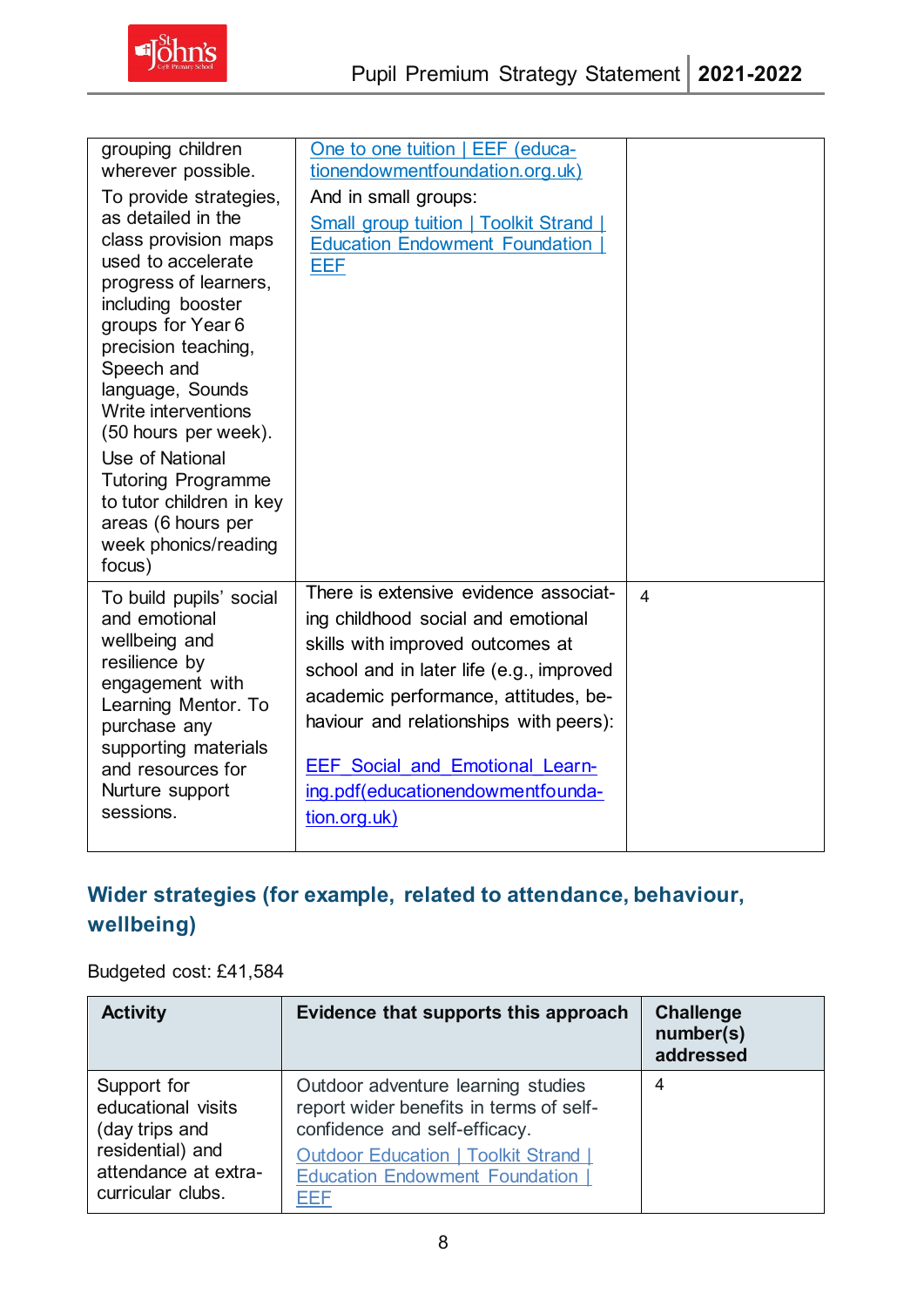| | | |
|---|---|---|
| grouping children wherever possible. To provide strategies, as detailed in the class provision maps used to accelerate progress of learners, including booster groups for Year 6 precision teaching, Speech and language, Sounds Write interventions (50 hours per week). Use of National Tutoring Programme to tutor children in key areas (6 hours per week phonics/reading focus) | One to one tuition \| EEF (educationendowmentfoundation.org.uk) And in small groups: Small group tuition \| Toolkit Strand \| Education Endowment Foundation \| EEF | |
| To build pupils' social and emotional wellbeing and resilience by engagement with Learning Mentor. To purchase any supporting materials and resources for Nurture support sessions. | There is extensive evidence associating childhood social and emotional skills with improved outcomes at school and in later life (e.g., improved academic performance, attitudes, behaviour and relationships with peers): EEF Social and Emotional Learning.pdf(educationendowmentfoundation.org.uk) | 4 |

## Wider strategies (for example, related to attendance, behaviour, wellbeing)

Budgeted cost: £41,584

| Activity | Evidence that supports this approach | Challenge number(s) addressed |
|---|---|---|
| Support for educational visits (day trips and residential) and attendance at extra-curricular clubs. | Outdoor adventure learning studies report wider benefits in terms of self-confidence and self-efficacy. Outdoor Education \| Toolkit Strand \| Education Endowment Foundation \| EEF | 4 |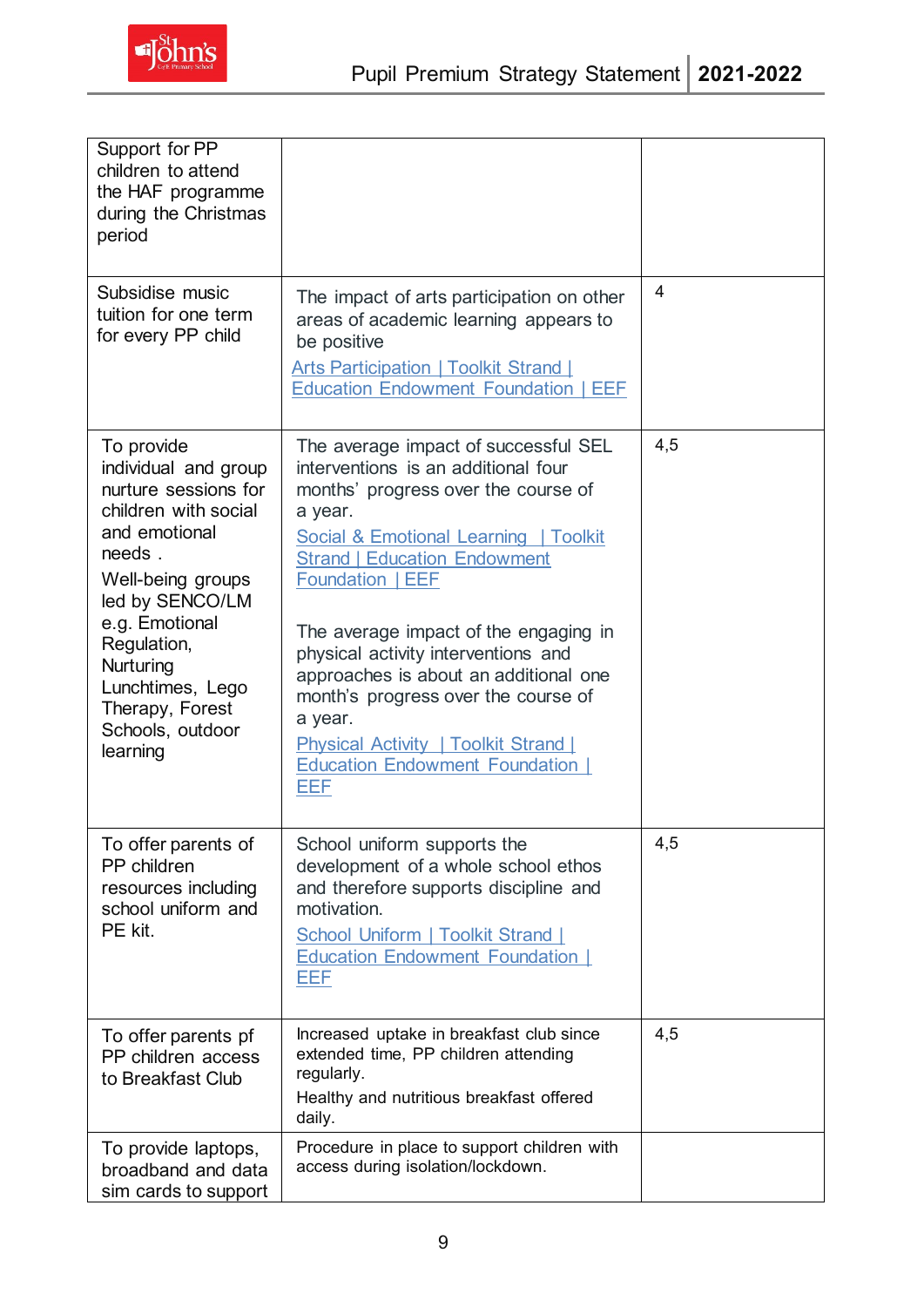| | | |
|---|---|---|
| Support for PP children to attend the HAF programme during the Christmas period | | |
| Subsidise music tuition for one term for every PP child | The impact of arts participation on other areas of academic learning appears to be positive<br>[Arts Participation \| Toolkit Strand \| Education Endowment Foundation \| EEF] | 4 |
| To provide individual and group nurture sessions for children with social and emotional needs .<br>Well-being groups led by SENCO/LM e.g. Emotional Regulation, Nurturing Lunchtimes, Lego Therapy, Forest Schools, outdoor learning | The average impact of successful SEL interventions is an additional four months' progress over the course of a year.<br>[Social & Emotional Learning \| Toolkit Strand \| Education Endowment Foundation \| EEF]<br><br>The average impact of the engaging in physical activity interventions and approaches is about an additional one month's progress over the course of a year.<br>[Physical Activity \| Toolkit Strand \| Education Endowment Foundation \| EEF] | 4,5 |
| To offer parents of PP children resources including school uniform and PE kit. | School uniform supports the development of a whole school ethos and therefore supports discipline and motivation.<br>[School Uniform \| Toolkit Strand \| Education Endowment Foundation \| EEF] | 4,5 |
| To offer parents pf PP children access to Breakfast Club | Increased uptake in breakfast club since extended time, PP children attending regularly.<br>Healthy and nutritious breakfast offered daily. | 4,5 |
| To provide laptops, broadband and data sim cards to support | Procedure in place to support children with access during isolation/lockdown. | |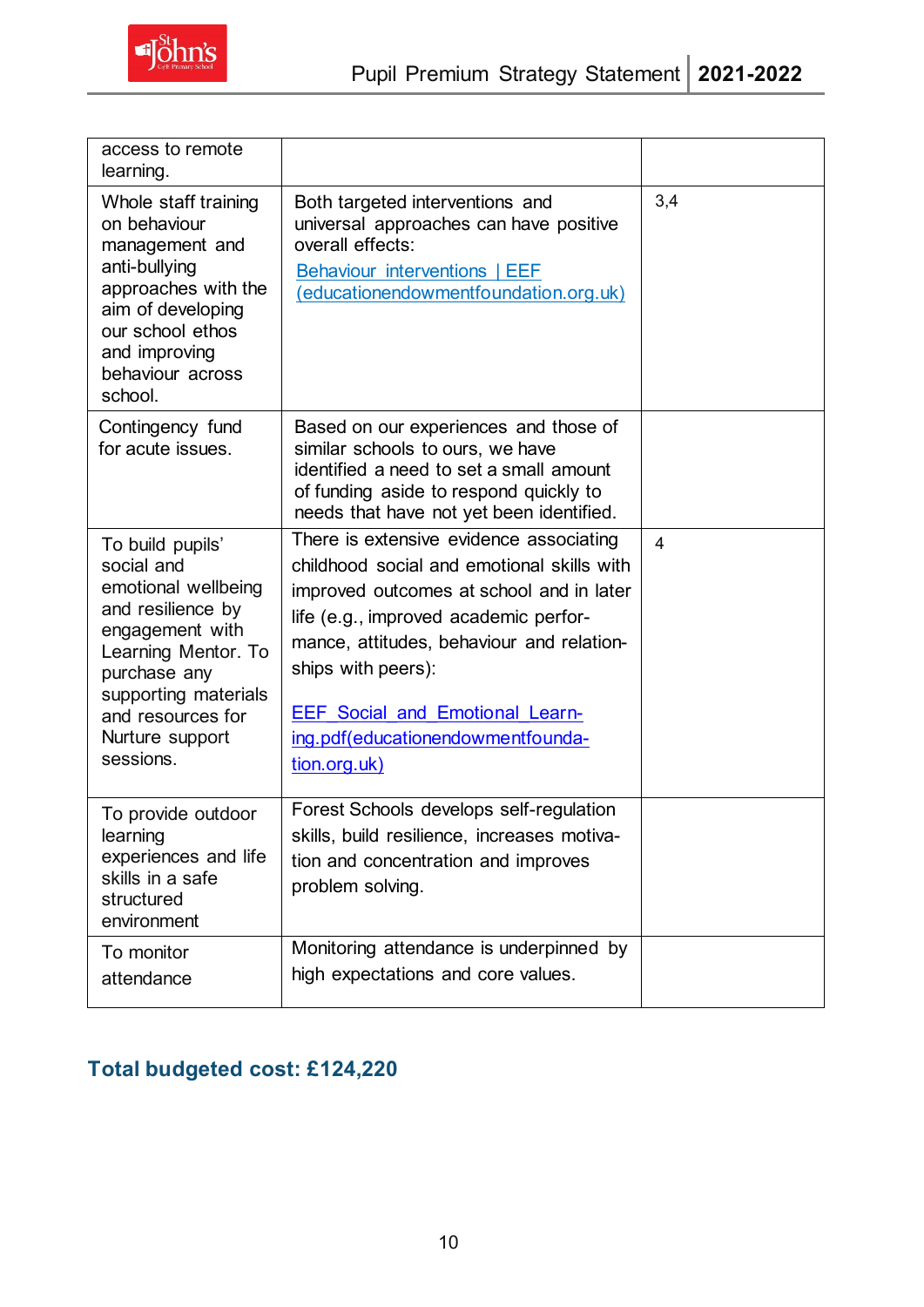| | | |
|---|---|---|
| access to remote learning. | | |
| Whole staff training on behaviour management and anti-bullying approaches with the aim of developing our school ethos and improving behaviour across school. | Both targeted interventions and universal approaches can have positive overall effects: [Behaviour interventions \| EEF (educationendowmentfoundation.org.uk)] | 3,4 |
| Contingency fund for acute issues. | Based on our experiences and those of similar schools to ours, we have identified a need to set a small amount of funding aside to respond quickly to needs that have not yet been identified. | |
| To build pupils' social and emotional wellbeing and resilience by engagement with Learning Mentor. To purchase any supporting materials and resources for Nurture support sessions. | There is extensive evidence associating childhood social and emotional skills with improved outcomes at school and in later life (e.g., improved academic performance, attitudes, behaviour and relationships with peers): [EEF_Social_and_Emotional_Learning.pdf(educationendowmentfoundation.org.uk)] | 4 |
| To provide outdoor learning experiences and life skills in a safe structured environment | Forest Schools develops self-regulation skills, build resilience, increases motivation and concentration and improves problem solving. | |
| To monitor attendance | Monitoring attendance is underpinned by high expectations and core values. | |

## Total budgeted cost: £124,220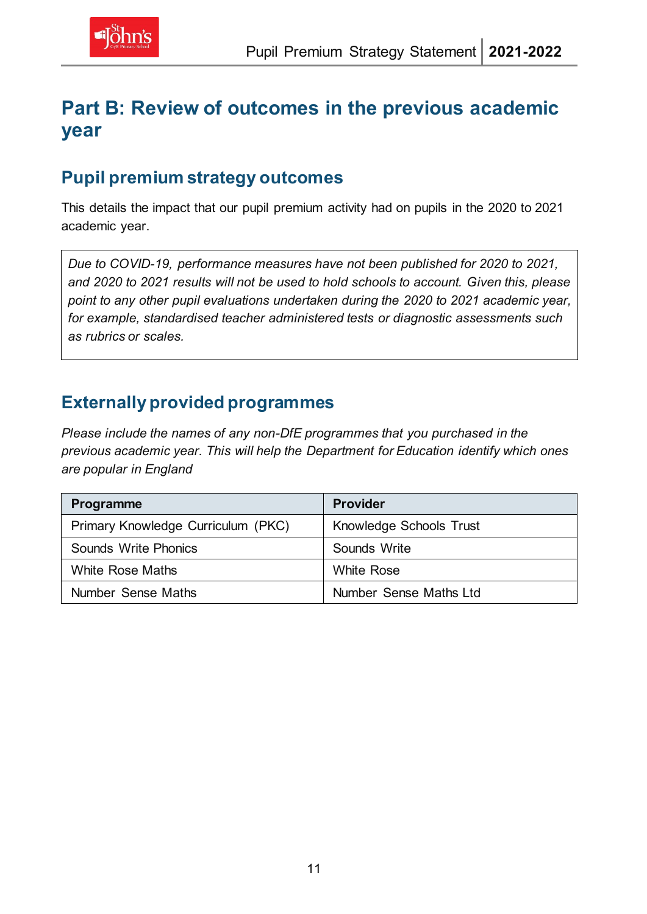# Part B: Review of outcomes in the previous academic year

## Pupil premium strategy outcomes

This details the impact that our pupil premium activity had on pupils in the 2020 to 2021 academic year.

> *Due to COVID-19, performance measures have not been published for 2020 to 2021, and 2020 to 2021 results will not be used to hold schools to account. Given this, please point to any other pupil evaluations undertaken during the 2020 to 2021 academic year, for example, standardised teacher administered tests or diagnostic assessments such as rubrics or scales.*

## Externally provided programmes

*Please include the names of any non-DfE programmes that you purchased in the previous academic year. This will help the Department for Education identify which ones are popular in England*

| Programme | Provider |
|---|---|
| Primary Knowledge Curriculum (PKC) | Knowledge Schools Trust |
| Sounds Write Phonics | Sounds Write |
| White Rose Maths | White Rose |
| Number Sense Maths | Number Sense Maths Ltd |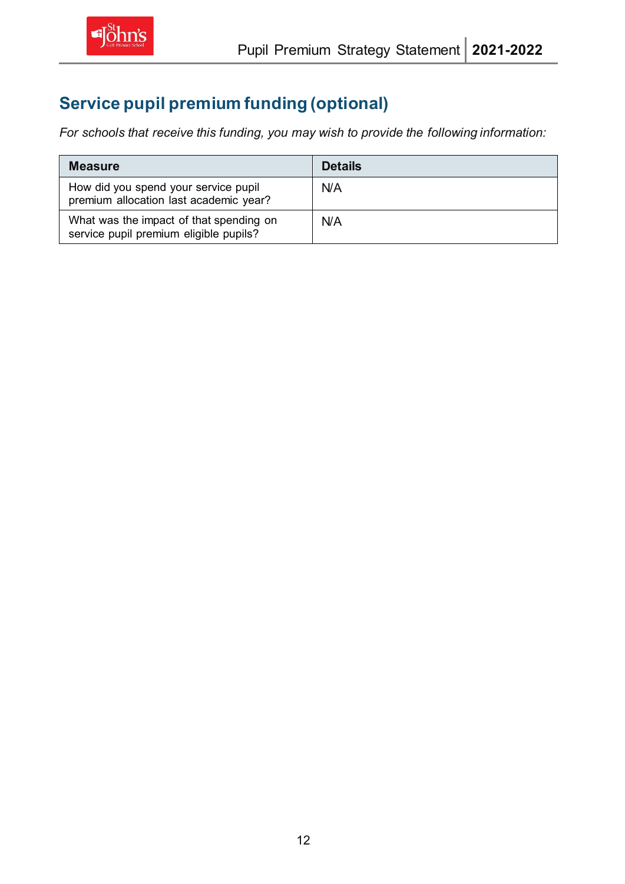## Service pupil premium funding (optional)

*For schools that receive this funding, you may wish to provide the following information:*

| Measure | Details |
|---|---|
| How did you spend your service pupil premium allocation last academic year? | N/A |
| What was the impact of that spending on service pupil premium eligible pupils? | N/A |